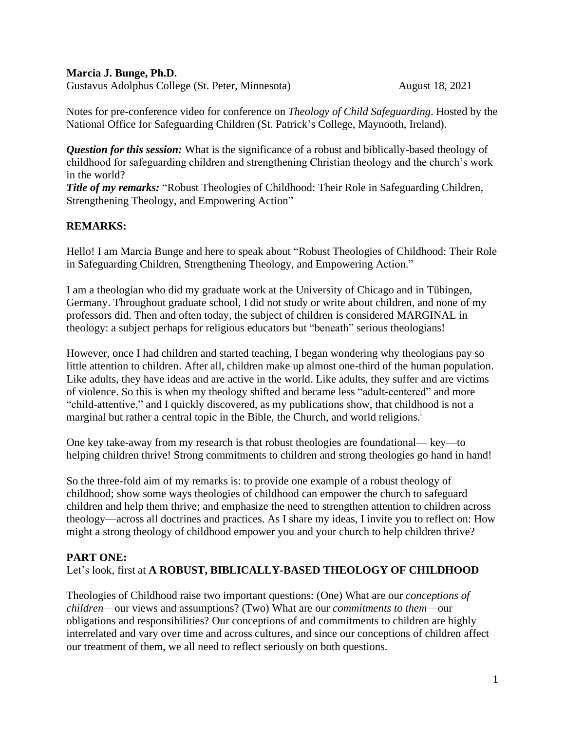**Marcia J. Bunge, Ph.D.**
Gustavus Adolphus College (St. Peter, Minnesota) August 18, 2021

Notes for pre-conference video for conference on *Theology of Child Safeguarding*. Hosted by the National Office for Safeguarding Children (St. Patrick's College, Maynooth, Ireland).

***Question for this session:*** What is the significance of a robust and biblically-based theology of childhood for safeguarding children and strengthening Christian theology and the church's work in the world?
***Title of my remarks:*** "Robust Theologies of Childhood: Their Role in Safeguarding Children, Strengthening Theology, and Empowering Action"

**REMARKS:**

Hello! I am Marcia Bunge and here to speak about "Robust Theologies of Childhood: Their Role in Safeguarding Children, Strengthening Theology, and Empowering Action."

I am a theologian who did my graduate work at the University of Chicago and in Tübingen, Germany. Throughout graduate school, I did not study or write about children, and none of my professors did. Then and often today, the subject of children is considered MARGINAL in theology: a subject perhaps for religious educators but "beneath" serious theologians!

However, once I had children and started teaching, I began wondering why theologians pay so little attention to children. After all, children make up almost one-third of the human population. Like adults, they have ideas and are active in the world. Like adults, they suffer and are victims of violence. So this is when my theology shifted and became less "adult-centered" and more "child-attentive," and I quickly discovered, as my publications show, that childhood is not a marginal but rather a central topic in the Bible, the Church, and world religions.[i]

One key take-away from my research is that robust theologies are foundational— key—to helping children thrive! Strong commitments to children and strong theologies go hand in hand!

So the three-fold aim of my remarks is: to provide one example of a robust theology of childhood; show some ways theologies of childhood can empower the church to safeguard children and help them thrive; and emphasize the need to strengthen attention to children across theology—across all doctrines and practices. As I share my ideas, I invite you to reflect on: How might a strong theology of childhood empower you and your church to help children thrive?

**PART ONE:**
Let's look, first at **A ROBUST, BIBLICALLY-BASED THEOLOGY OF CHILDHOOD**

Theologies of Childhood raise two important questions: (One) What are our *conceptions of children*—our views and assumptions? (Two) What are our *commitments to them*—our obligations and responsibilities? Our conceptions of and commitments to children are highly interrelated and vary over time and across cultures, and since our conceptions of children affect our treatment of them, we all need to reflect seriously on both questions.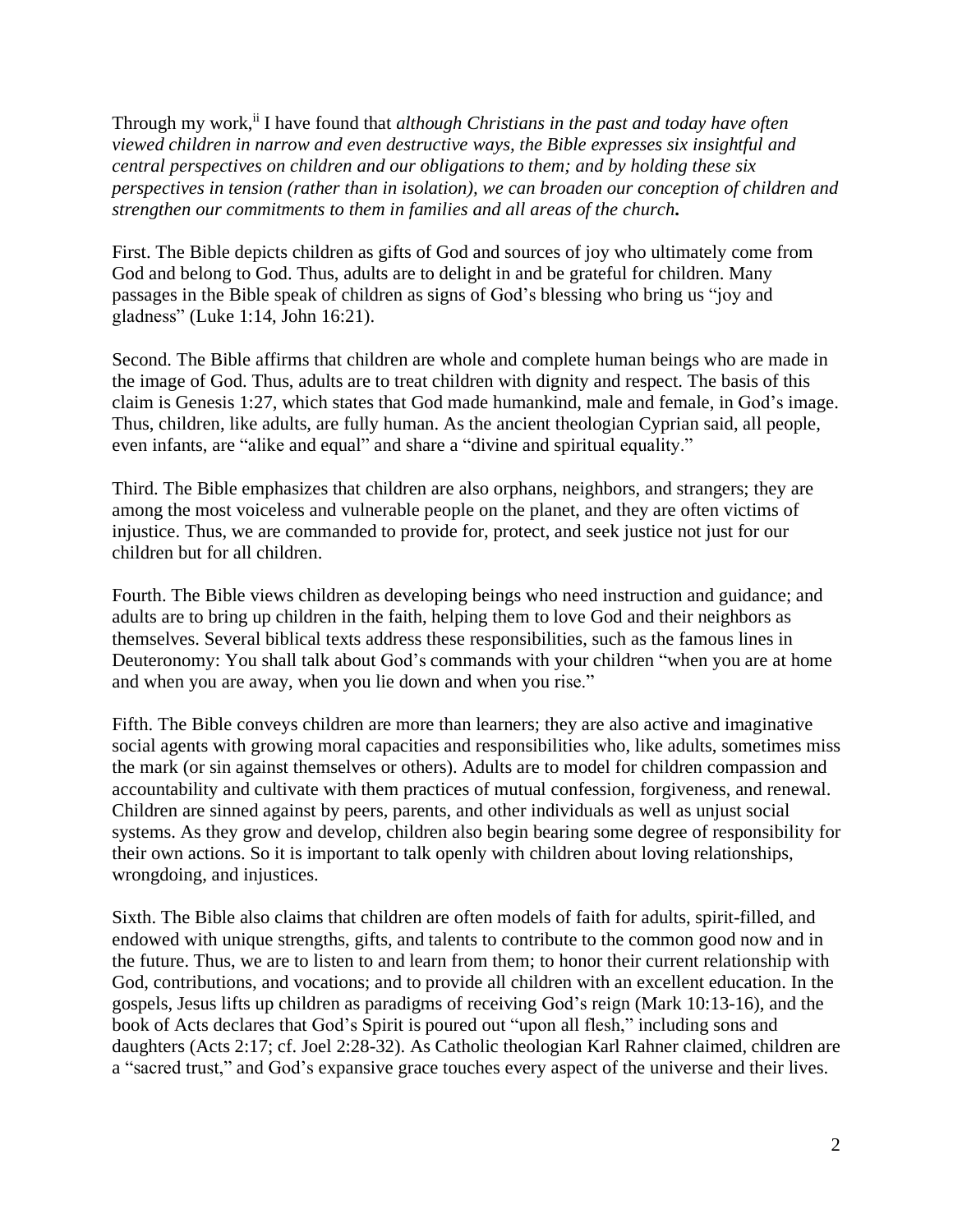Through my work,[ii] I have found that *although Christians in the past and today have often viewed children in narrow and even destructive ways, the Bible expresses six insightful and central perspectives on children and our obligations to them; and by holding these six perspectives in tension (rather than in isolation), we can broaden our conception of children and strengthen our commitments to them in families and all areas of the church***.**

First. The Bible depicts children as gifts of God and sources of joy who ultimately come from God and belong to God. Thus, adults are to delight in and be grateful for children. Many passages in the Bible speak of children as signs of God's blessing who bring us "joy and gladness" (Luke 1:14, John 16:21).

Second. The Bible affirms that children are whole and complete human beings who are made in the image of God. Thus, adults are to treat children with dignity and respect. The basis of this claim is Genesis 1:27, which states that God made humankind, male and female, in God's image. Thus, children, like adults, are fully human. As the ancient theologian Cyprian said, all people, even infants, are "alike and equal" and share a "divine and spiritual equality."

Third. The Bible emphasizes that children are also orphans, neighbors, and strangers; they are among the most voiceless and vulnerable people on the planet, and they are often victims of injustice. Thus, we are commanded to provide for, protect, and seek justice not just for our children but for all children.

Fourth. The Bible views children as developing beings who need instruction and guidance; and adults are to bring up children in the faith, helping them to love God and their neighbors as themselves. Several biblical texts address these responsibilities, such as the famous lines in Deuteronomy: You shall talk about God's commands with your children "when you are at home and when you are away, when you lie down and when you rise."

Fifth. The Bible conveys children are more than learners; they are also active and imaginative social agents with growing moral capacities and responsibilities who, like adults, sometimes miss the mark (or sin against themselves or others). Adults are to model for children compassion and accountability and cultivate with them practices of mutual confession, forgiveness, and renewal. Children are sinned against by peers, parents, and other individuals as well as unjust social systems. As they grow and develop, children also begin bearing some degree of responsibility for their own actions. So it is important to talk openly with children about loving relationships, wrongdoing, and injustices.

Sixth. The Bible also claims that children are often models of faith for adults, spirit-filled, and endowed with unique strengths, gifts, and talents to contribute to the common good now and in the future. Thus, we are to listen to and learn from them; to honor their current relationship with God, contributions, and vocations; and to provide all children with an excellent education. In the gospels, Jesus lifts up children as paradigms of receiving God's reign (Mark 10:13-16), and the book of Acts declares that God's Spirit is poured out "upon all flesh," including sons and daughters (Acts 2:17; cf. Joel 2:28-32). As Catholic theologian Karl Rahner claimed, children are a "sacred trust," and God's expansive grace touches every aspect of the universe and their lives.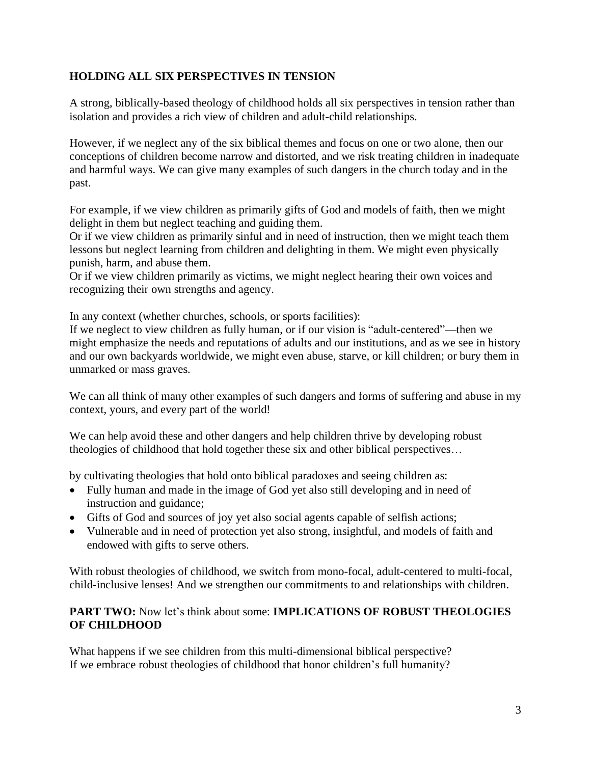**HOLDING ALL SIX PERSPECTIVES IN TENSION**

A strong, biblically-based theology of childhood holds all six perspectives in tension rather than isolation and provides a rich view of children and adult-child relationships.

However, if we neglect any of the six biblical themes and focus on one or two alone, then our conceptions of children become narrow and distorted, and we risk treating children in inadequate and harmful ways. We can give many examples of such dangers in the church today and in the past.

For example, if we view children as primarily gifts of God and models of faith, then we might delight in them but neglect teaching and guiding them.
Or if we view children as primarily sinful and in need of instruction, then we might teach them lessons but neglect learning from children and delighting in them. We might even physically punish, harm, and abuse them.
Or if we view children primarily as victims, we might neglect hearing their own voices and recognizing their own strengths and agency.

In any context (whether churches, schools, or sports facilities):
If we neglect to view children as fully human, or if our vision is "adult-centered"—then we might emphasize the needs and reputations of adults and our institutions, and as we see in history and our own backyards worldwide, we might even abuse, starve, or kill children; or bury them in unmarked or mass graves.

We can all think of many other examples of such dangers and forms of suffering and abuse in my context, yours, and every part of the world!

We can help avoid these and other dangers and help children thrive by developing robust theologies of childhood that hold together these six and other biblical perspectives…

by cultivating theologies that hold onto biblical paradoxes and seeing children as:

- Fully human and made in the image of God yet also still developing and in need of instruction and guidance;
- Gifts of God and sources of joy yet also social agents capable of selfish actions;
- Vulnerable and in need of protection yet also strong, insightful, and models of faith and endowed with gifts to serve others.

With robust theologies of childhood, we switch from mono-focal, adult-centered to multi-focal, child-inclusive lenses! And we strengthen our commitments to and relationships with children.

**PART TWO:** Now let's think about some: **IMPLICATIONS OF ROBUST THEOLOGIES OF CHILDHOOD**

What happens if we see children from this multi-dimensional biblical perspective?
If we embrace robust theologies of childhood that honor children's full humanity?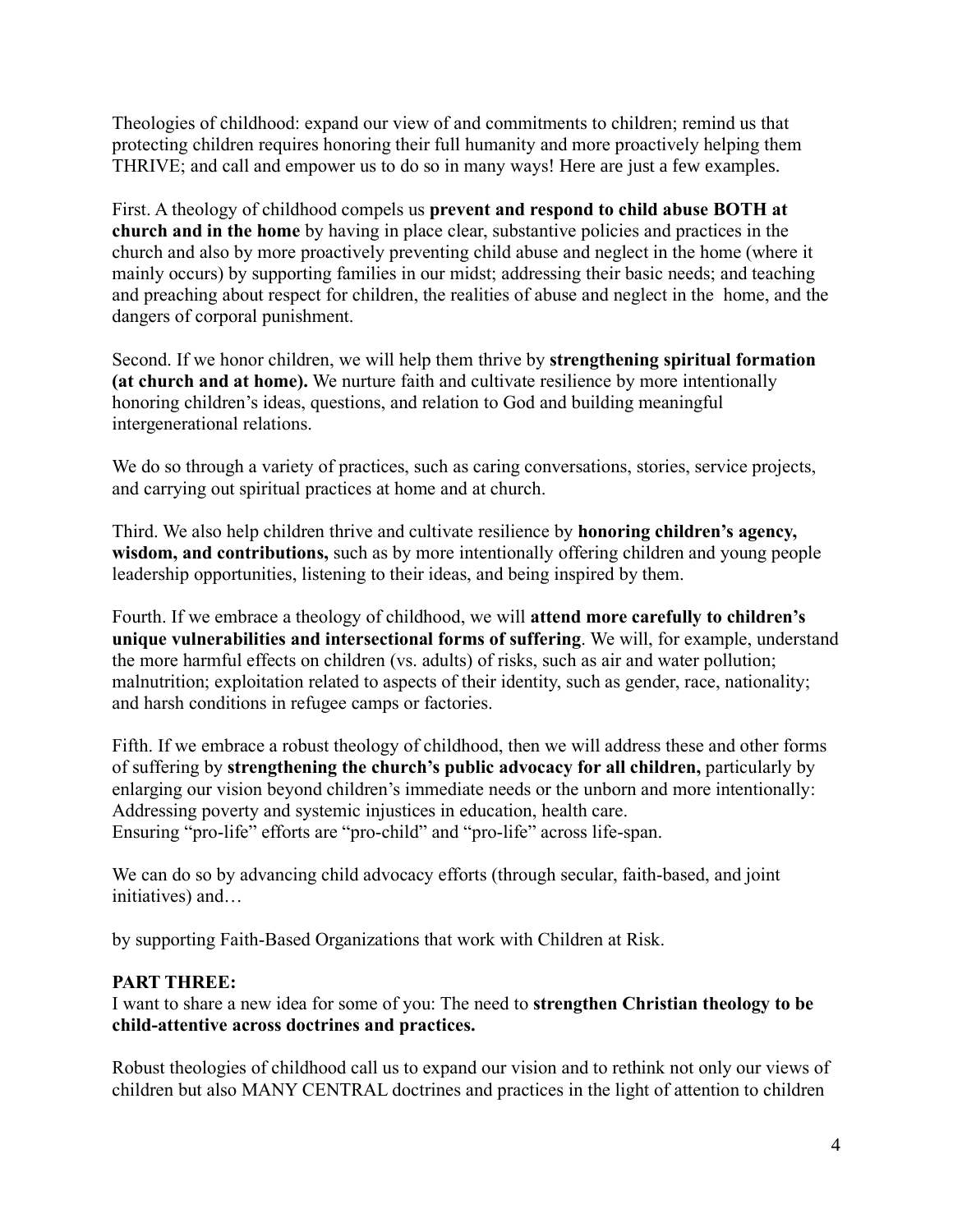Theologies of childhood: expand our view of and commitments to children; remind us that protecting children requires honoring their full humanity and more proactively helping them THRIVE; and call and empower us to do so in many ways! Here are just a few examples.

First. A theology of childhood compels us **prevent and respond to child abuse BOTH at church and in the home** by having in place clear, substantive policies and practices in the church and also by more proactively preventing child abuse and neglect in the home (where it mainly occurs) by supporting families in our midst; addressing their basic needs; and teaching and preaching about respect for children, the realities of abuse and neglect in the home, and the dangers of corporal punishment.

Second. If we honor children, we will help them thrive by **strengthening spiritual formation (at church and at home).** We nurture faith and cultivate resilience by more intentionally honoring children's ideas, questions, and relation to God and building meaningful intergenerational relations.

We do so through a variety of practices, such as caring conversations, stories, service projects, and carrying out spiritual practices at home and at church.

Third. We also help children thrive and cultivate resilience by **honoring children's agency, wisdom, and contributions,** such as by more intentionally offering children and young people leadership opportunities, listening to their ideas, and being inspired by them.

Fourth. If we embrace a theology of childhood, we will **attend more carefully to children's unique vulnerabilities and intersectional forms of suffering**. We will, for example, understand the more harmful effects on children (vs. adults) of risks, such as air and water pollution; malnutrition; exploitation related to aspects of their identity, such as gender, race, nationality; and harsh conditions in refugee camps or factories.

Fifth. If we embrace a robust theology of childhood, then we will address these and other forms of suffering by **strengthening the church's public advocacy for all children,** particularly by enlarging our vision beyond children's immediate needs or the unborn and more intentionally:
Addressing poverty and systemic injustices in education, health care.
Ensuring "pro-life" efforts are "pro-child" and "pro-life" across life-span.

We can do so by advancing child advocacy efforts (through secular, faith-based, and joint initiatives) and…

by supporting Faith-Based Organizations that work with Children at Risk.

**PART THREE:**
I want to share a new idea for some of you: The need to **strengthen Christian theology to be child-attentive across doctrines and practices.**

Robust theologies of childhood call us to expand our vision and to rethink not only our views of children but also MANY CENTRAL doctrines and practices in the light of attention to children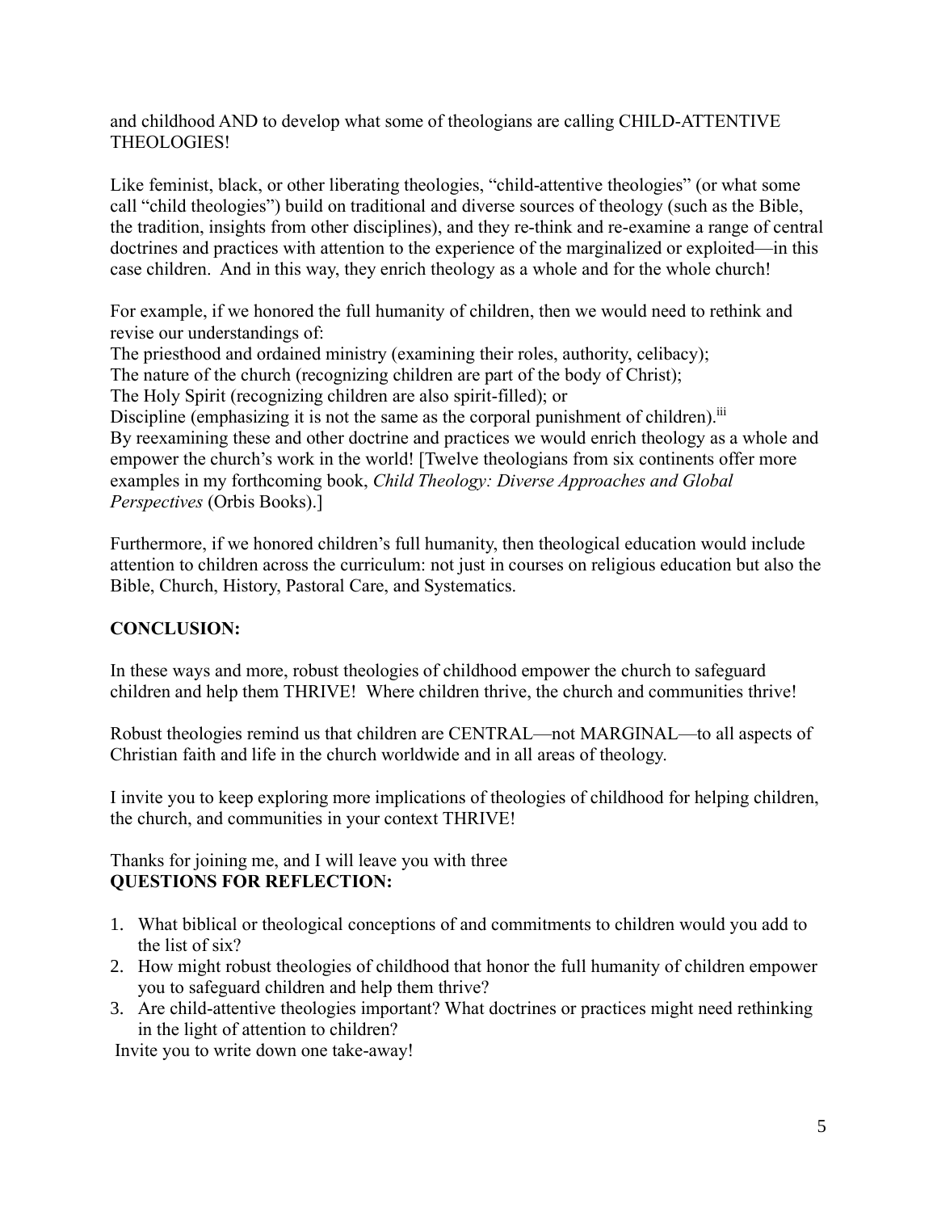and childhood AND to develop what some of theologians are calling CHILD-ATTENTIVE THEOLOGIES!

Like feminist, black, or other liberating theologies, "child-attentive theologies" (or what some call "child theologies") build on traditional and diverse sources of theology (such as the Bible, the tradition, insights from other disciplines), and they re-think and re-examine a range of central doctrines and practices with attention to the experience of the marginalized or exploited—in this case children. And in this way, they enrich theology as a whole and for the whole church!

For example, if we honored the full humanity of children, then we would need to rethink and revise our understandings of:
The priesthood and ordained ministry (examining their roles, authority, celibacy);
The nature of the church (recognizing children are part of the body of Christ);
The Holy Spirit (recognizing children are also spirit-filled); or
Discipline (emphasizing it is not the same as the corporal punishment of children).[iii]
By reexamining these and other doctrine and practices we would enrich theology as a whole and empower the church's work in the world! [Twelve theologians from six continents offer more examples in my forthcoming book, *Child Theology: Diverse Approaches and Global Perspectives* (Orbis Books).]

Furthermore, if we honored children's full humanity, then theological education would include attention to children across the curriculum: not just in courses on religious education but also the Bible, Church, History, Pastoral Care, and Systematics.

**CONCLUSION:**

In these ways and more, robust theologies of childhood empower the church to safeguard children and help them THRIVE! Where children thrive, the church and communities thrive!

Robust theologies remind us that children are CENTRAL—not MARGINAL—to all aspects of Christian faith and life in the church worldwide and in all areas of theology.

I invite you to keep exploring more implications of theologies of childhood for helping children, the church, and communities in your context THRIVE!

Thanks for joining me, and I will leave you with three
**QUESTIONS FOR REFLECTION:**

1. What biblical or theological conceptions of and commitments to children would you add to the list of six?
2. How might robust theologies of childhood that honor the full humanity of children empower you to safeguard children and help them thrive?
3. Are child-attentive theologies important? What doctrines or practices might need rethinking in the light of attention to children?

Invite you to write down one take-away!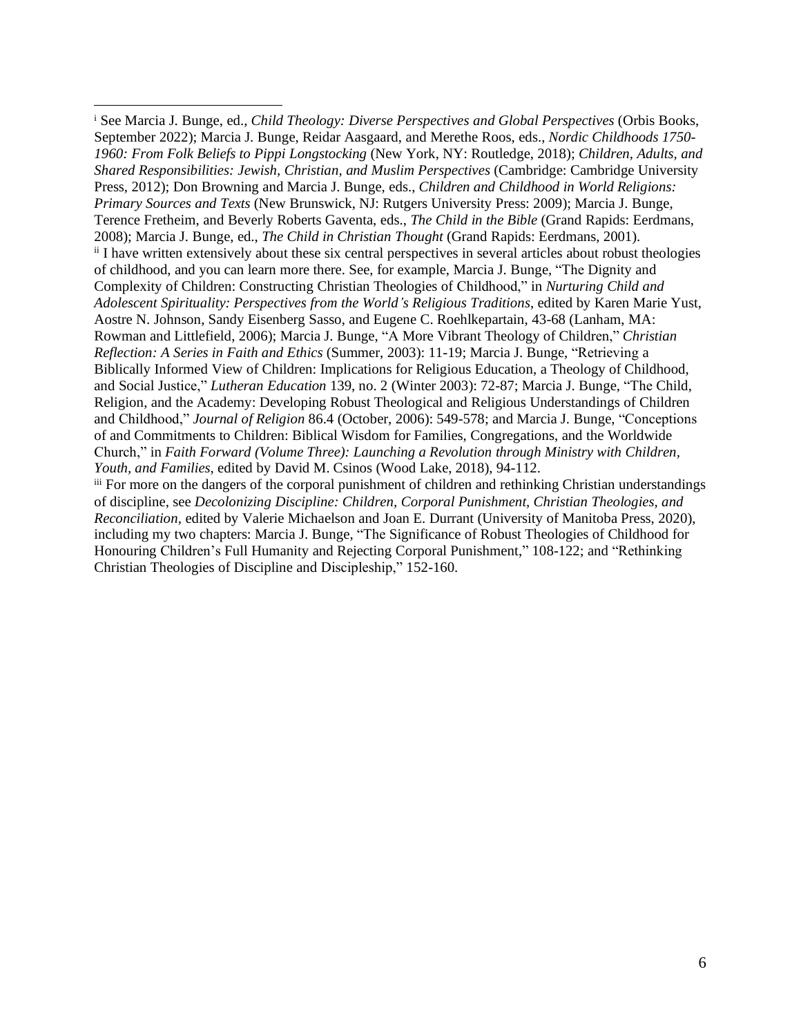[i] See Marcia J. Bunge, ed., *Child Theology: Diverse Perspectives and Global Perspectives* (Orbis Books, September 2022); Marcia J. Bunge, Reidar Aasgaard, and Merethe Roos, eds., *Nordic Childhoods 1750-1960: From Folk Beliefs to Pippi Longstocking* (New York, NY: Routledge, 2018); *Children, Adults, and Shared Responsibilities: Jewish, Christian, and Muslim Perspectives* (Cambridge: Cambridge University Press, 2012); Don Browning and Marcia J. Bunge, eds., *Children and Childhood in World Religions: Primary Sources and Texts* (New Brunswick, NJ: Rutgers University Press: 2009); Marcia J. Bunge, Terence Fretheim, and Beverly Roberts Gaventa, eds., *The Child in the Bible* (Grand Rapids: Eerdmans, 2008); Marcia J. Bunge, ed., *The Child in Christian Thought* (Grand Rapids: Eerdmans, 2001).

[ii] I have written extensively about these six central perspectives in several articles about robust theologies of childhood, and you can learn more there. See, for example, Marcia J. Bunge, "The Dignity and Complexity of Children: Constructing Christian Theologies of Childhood," in *Nurturing Child and Adolescent Spirituality: Perspectives from the World's Religious Traditions*, edited by Karen Marie Yust, Aostre N. Johnson, Sandy Eisenberg Sasso, and Eugene C. Roehlkepartain, 43-68 (Lanham, MA: Rowman and Littlefield, 2006); Marcia J. Bunge, "A More Vibrant Theology of Children," *Christian Reflection: A Series in Faith and Ethics* (Summer, 2003): 11-19; Marcia J. Bunge, "Retrieving a Biblically Informed View of Children: Implications for Religious Education, a Theology of Childhood, and Social Justice," *Lutheran Education* 139, no. 2 (Winter 2003): 72-87; Marcia J. Bunge, "The Child, Religion, and the Academy: Developing Robust Theological and Religious Understandings of Children and Childhood," *Journal of Religion* 86.4 (October, 2006): 549-578; and Marcia J. Bunge, "Conceptions of and Commitments to Children: Biblical Wisdom for Families, Congregations, and the Worldwide Church," in *Faith Forward (Volume Three): Launching a Revolution through Ministry with Children, Youth, and Families*, edited by David M. Csinos (Wood Lake, 2018), 94-112.

[iii] For more on the dangers of the corporal punishment of children and rethinking Christian understandings of discipline, see *Decolonizing Discipline: Children, Corporal Punishment, Christian Theologies, and Reconciliation*, edited by Valerie Michaelson and Joan E. Durrant (University of Manitoba Press, 2020), including my two chapters: Marcia J. Bunge, "The Significance of Robust Theologies of Childhood for Honouring Children's Full Humanity and Rejecting Corporal Punishment," 108-122; and "Rethinking Christian Theologies of Discipline and Discipleship," 152-160.